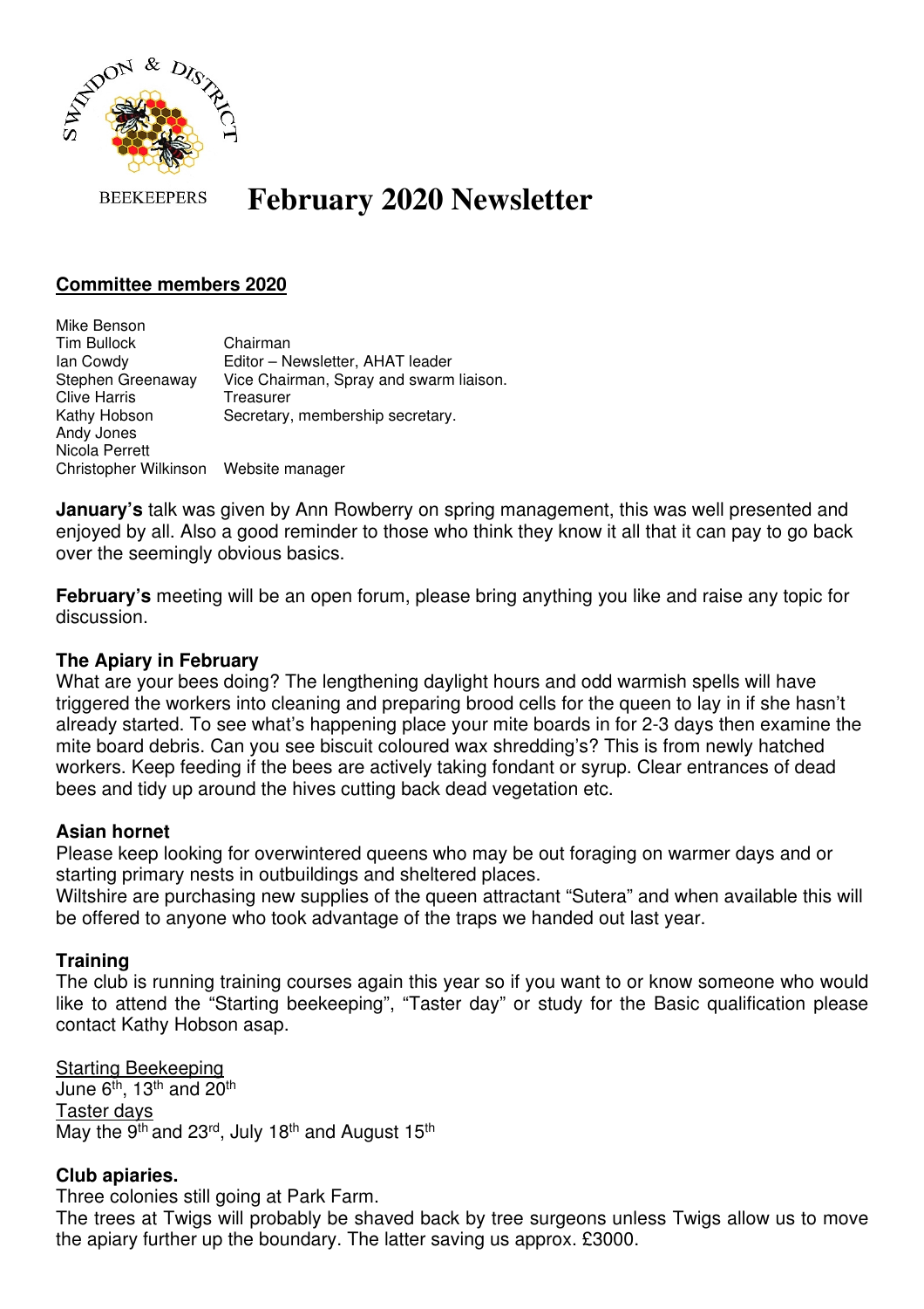SWINDON & DISTRICT BEEKEEPERS

# February 2020 Newsletter

## Committee members 2020

| | |
|---|---|
| Mike Benson | |
| Tim Bullock | Chairman |
| Ian Cowdy | Editor – Newsletter, AHAT leader |
| Stephen Greenaway | Vice Chairman, Spray and swarm liaison. |
| Clive Harris | Treasurer |
| Kathy Hobson | Secretary, membership secretary. |
| Andy Jones | |
| Nicola Perrett | |
| Christopher Wilkinson | Website manager |

**January's** talk was given by Ann Rowberry on spring management, this was well presented and enjoyed by all. Also a good reminder to those who think they know it all that it can pay to go back over the seemingly obvious basics.

**February's** meeting will be an open forum, please bring anything you like and raise any topic for discussion.

### The Apiary in February

What are your bees doing? The lengthening daylight hours and odd warmish spells will have triggered the workers into cleaning and preparing brood cells for the queen to lay in if she hasn't already started. To see what's happening place your mite boards in for 2-3 days then examine the mite board debris. Can you see biscuit coloured wax shredding's? This is from newly hatched workers. Keep feeding if the bees are actively taking fondant or syrup. Clear entrances of dead bees and tidy up around the hives cutting back dead vegetation etc.

### Asian hornet

Please keep looking for overwintered queens who may be out foraging on warmer days and or starting primary nests in outbuildings and sheltered places.

Wiltshire are purchasing new supplies of the queen attractant "Sutera" and when available this will be offered to anyone who took advantage of the traps we handed out last year.

### Training

The club is running training courses again this year so if you want to or know someone who would like to attend the "Starting beekeeping", "Taster day" or study for the Basic qualification please contact Kathy Hobson asap.

<u>Starting Beekeeping</u>
June 6th, 13th and 20th
<u>Taster days</u>
May the 9th and 23rd, July 18th and August 15th

### Club apiaries.

Three colonies still going at Park Farm.

The trees at Twigs will probably be shaved back by tree surgeons unless Twigs allow us to move the apiary further up the boundary. The latter saving us approx. £3000.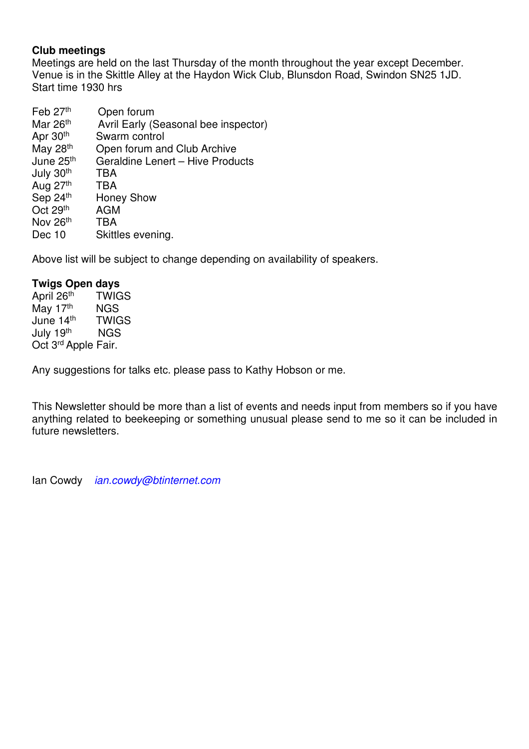**Club meetings**

Meetings are held on the last Thursday of the month throughout the year except December.
Venue is in the Skittle Alley at the Haydon Wick Club, Blunsdon Road, Swindon SN25 1JD.
Start time 1930 hrs

| | |
|---|---|
| Feb 27th | Open forum |
| Mar 26th | Avril Early (Seasonal bee inspector) |
| Apr 30th | Swarm control |
| May 28th | Open forum and Club Archive |
| June 25th | Geraldine Lenert – Hive Products |
| July 30th | TBA |
| Aug 27th | TBA |
| Sep 24th | Honey Show |
| Oct 29th | AGM |
| Nov 26th | TBA |
| Dec 10 | Skittles evening. |

Above list will be subject to change depending on availability of speakers.

**Twigs Open days**

| | |
|---|---|
| April 26th | TWIGS |
| May 17th | NGS |
| June 14th | TWIGS |
| July 19th | NGS |
| Oct 3rd | Apple Fair. |

Any suggestions for talks etc. please pass to Kathy Hobson or me.

This Newsletter should be more than a list of events and needs input from members so if you have anything related to beekeeping or something unusual please send to me so it can be included in future newsletters.

Ian Cowdy *ian.cowdy@btinternet.com*